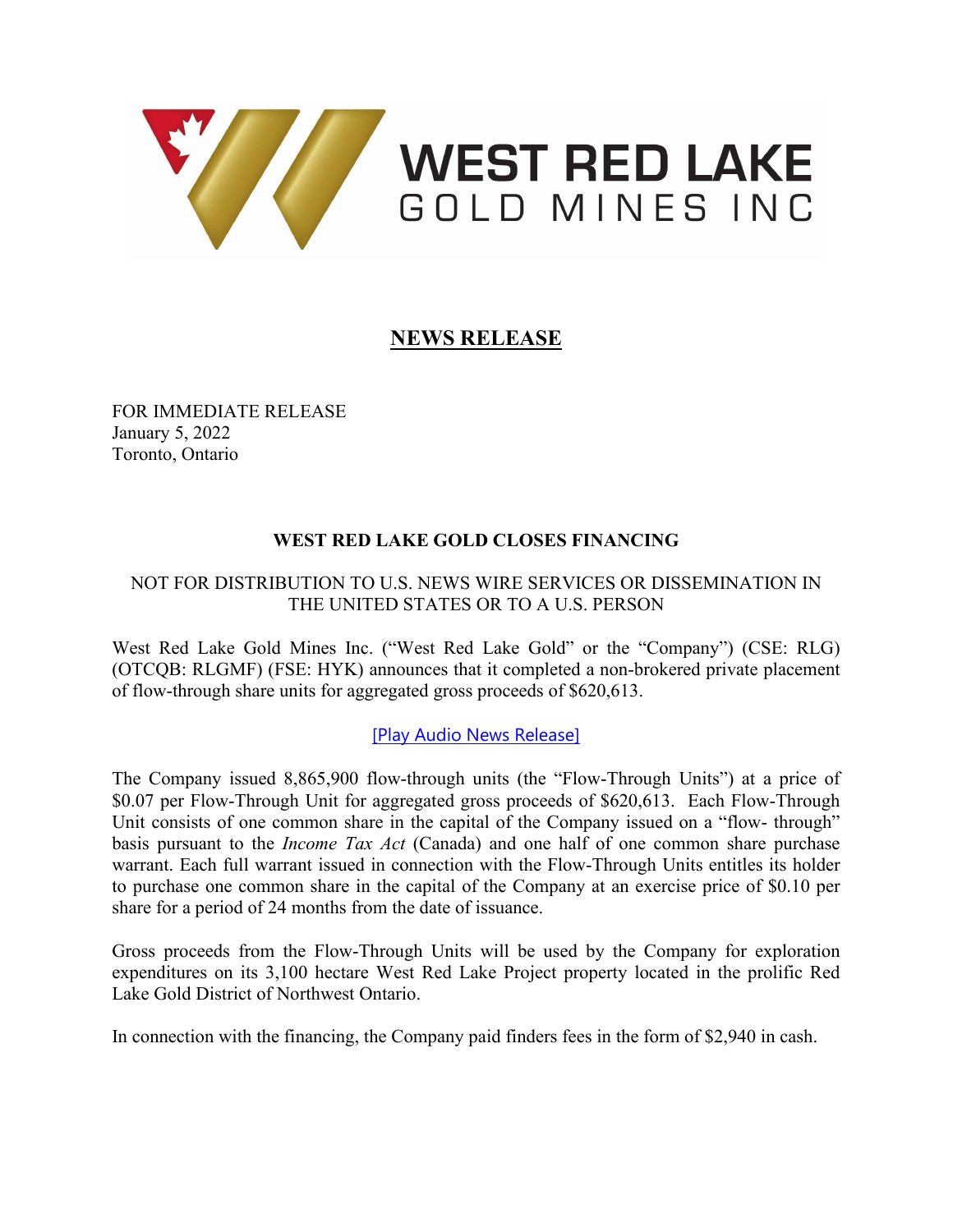# NEWS RELEASE

FOR IMMEDIATE RELEASE
January 5, 2022
Toronto, Ontario

## WEST RED LAKE GOLD CLOSES FINANCING

NOT FOR DISTRIBUTION TO U.S. NEWS WIRE SERVICES OR DISSEMINATION IN THE UNITED STATES OR TO A U.S. PERSON

West Red Lake Gold Mines Inc. ("West Red Lake Gold" or the "Company") (CSE: RLG) (OTCQB: RLGMF) (FSE: HYK) announces that it completed a non-brokered private placement of flow-through share units for aggregated gross proceeds of $620,613.

[Play Audio News Release]

The Company issued 8,865,900 flow-through units (the "Flow-Through Units") at a price of $0.07 per Flow-Through Unit for aggregated gross proceeds of $620,613. Each Flow-Through Unit consists of one common share in the capital of the Company issued on a "flow- through" basis pursuant to the *Income Tax Act* (Canada) and one half of one common share purchase warrant. Each full warrant issued in connection with the Flow-Through Units entitles its holder to purchase one common share in the capital of the Company at an exercise price of $0.10 per share for a period of 24 months from the date of issuance.

Gross proceeds from the Flow-Through Units will be used by the Company for exploration expenditures on its 3,100 hectare West Red Lake Project property located in the prolific Red Lake Gold District of Northwest Ontario.

In connection with the financing, the Company paid finders fees in the form of $2,940 in cash.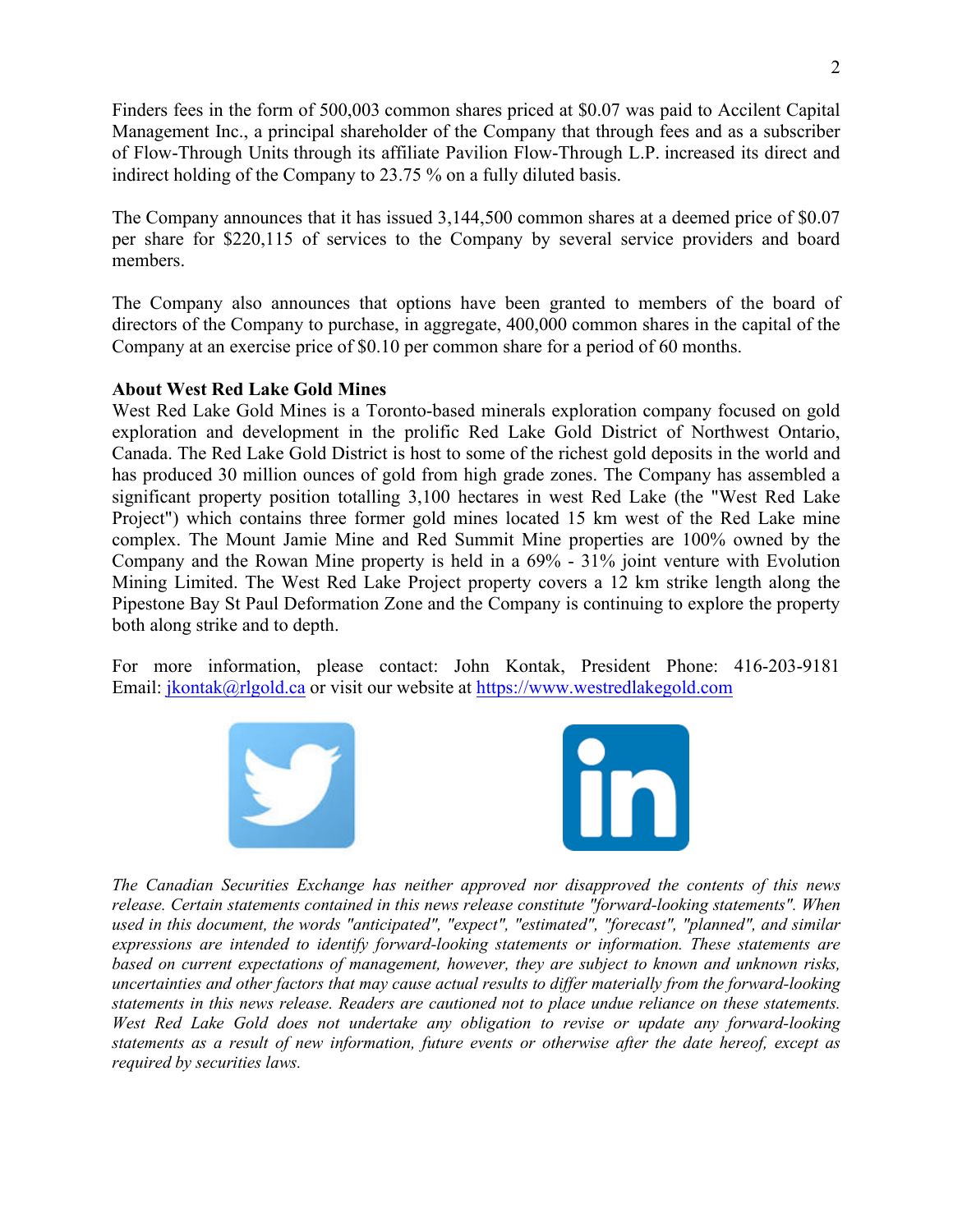Finders fees in the form of 500,003 common shares priced at $0.07 was paid to Accilent Capital Management Inc., a principal shareholder of the Company that through fees and as a subscriber of Flow-Through Units through its affiliate Pavilion Flow-Through L.P. increased its direct and indirect holding of the Company to 23.75 % on a fully diluted basis.

The Company announces that it has issued 3,144,500 common shares at a deemed price of $0.07 per share for $220,115 of services to the Company by several service providers and board members.

The Company also announces that options have been granted to members of the board of directors of the Company to purchase, in aggregate, 400,000 common shares in the capital of the Company at an exercise price of $0.10 per common share for a period of 60 months.

**About West Red Lake Gold Mines**

West Red Lake Gold Mines is a Toronto-based minerals exploration company focused on gold exploration and development in the prolific Red Lake Gold District of Northwest Ontario, Canada. The Red Lake Gold District is host to some of the richest gold deposits in the world and has produced 30 million ounces of gold from high grade zones. The Company has assembled a significant property position totalling 3,100 hectares in west Red Lake (the "West Red Lake Project") which contains three former gold mines located 15 km west of the Red Lake mine complex. The Mount Jamie Mine and Red Summit Mine properties are 100% owned by the Company and the Rowan Mine property is held in a 69% - 31% joint venture with Evolution Mining Limited. The West Red Lake Project property covers a 12 km strike length along the Pipestone Bay St Paul Deformation Zone and the Company is continuing to explore the property both along strike and to depth.

For more information, please contact: John Kontak, President Phone: 416-203-9181 Email: jkontak@rlgold.ca or visit our website at https://www.westredlakegold.com

*The Canadian Securities Exchange has neither approved nor disapproved the contents of this news release. Certain statements contained in this news release constitute "forward-looking statements". When used in this document, the words "anticipated", "expect", "estimated", "forecast", "planned", and similar expressions are intended to identify forward-looking statements or information. These statements are based on current expectations of management, however, they are subject to known and unknown risks, uncertainties and other factors that may cause actual results to differ materially from the forward-looking statements in this news release. Readers are cautioned not to place undue reliance on these statements. West Red Lake Gold does not undertake any obligation to revise or update any forward-looking statements as a result of new information, future events or otherwise after the date hereof, except as required by securities laws.*